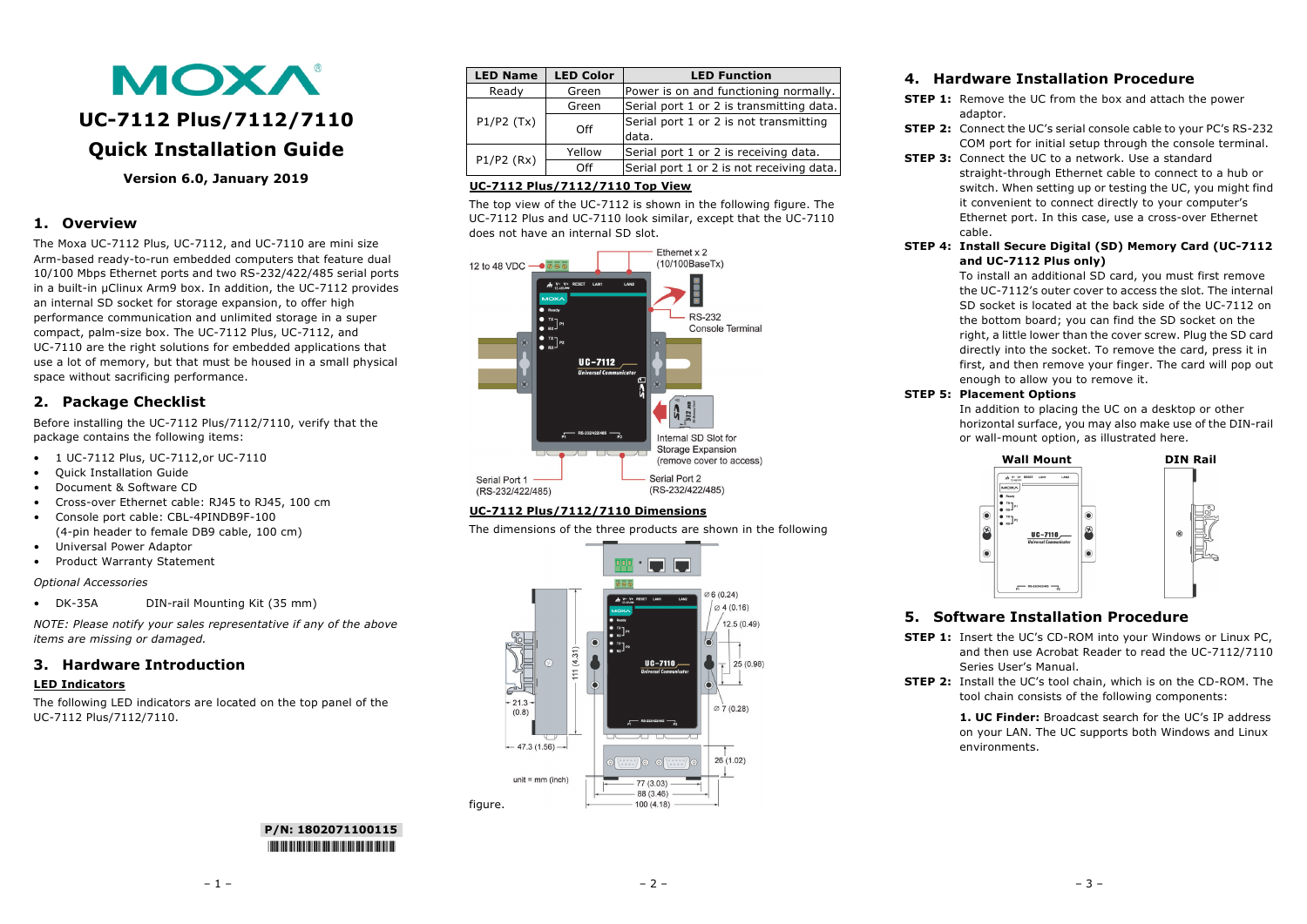# UC-7112 Plus/7112/7110 Quick Installation Guide

**Version 6.0, January 2019**

## 1. Overview

The Moxa UC-7112 Plus, UC-7112, and UC-7110 are mini size Arm-based ready-to-run embedded computers that feature dual 10/100 Mbps Ethernet ports and two RS-232/422/485 serial ports in a built-in µClinux Arm9 box. In addition, the UC-7112 provides an internal SD socket for storage expansion, to offer high performance communication and unlimited storage in a super compact, palm-size box. The UC-7112 Plus, UC-7112, and UC-7110 are the right solutions for embedded applications that use a lot of memory, but that must be housed in a small physical space without sacrificing performance.

## 2. Package Checklist

Before installing the UC-7112 Plus/7112/7110, verify that the package contains the following items:

- 1 UC-7112 Plus, UC-7112,or UC-7110
- Quick Installation Guide
- Document & Software CD
- Cross-over Ethernet cable: RJ45 to RJ45, 100 cm
- Console port cable: CBL-4PINDB9F-100 (4-pin header to female DB9 cable, 100 cm)
- Universal Power Adaptor
- Product Warranty Statement

*Optional Accessories*

- DK-35A DIN-rail Mounting Kit (35 mm)

*NOTE: Please notify your sales representative if any of the above items are missing or damaged.*

## 3. Hardware Introduction

**LED Indicators**

The following LED indicators are located on the top panel of the UC-7112 Plus/7112/7110.

| LED Name | LED Color | LED Function |
|---|---|---|
| Ready | Green | Power is on and functioning normally. |
| P1/P2 (Tx) | Green | Serial port 1 or 2 is transmitting data. |
| | Off | Serial port 1 or 2 is not transmitting data. |
| P1/P2 (Rx) | Yellow | Serial port 1 or 2 is receiving data. |
| | Off | Serial port 1 or 2 is not receiving data. |

**UC-7112 Plus/7112/7110 Top View**

The top view of the UC-7112 is shown in the following figure. The UC-7112 Plus and UC-7110 look similar, except that the UC-7110 does not have an internal SD slot.

**UC-7112 Plus/7112/7110 Dimensions**

The dimensions of the three products are shown in the following figure.

## 4. Hardware Installation Procedure

**STEP 1:** Remove the UC from the box and attach the power adaptor.

**STEP 2:** Connect the UC's serial console cable to your PC's RS-232 COM port for initial setup through the console terminal.

**STEP 3:** Connect the UC to a network. Use a standard straight-through Ethernet cable to connect to a hub or switch. When setting up or testing the UC, you might find it convenient to connect directly to your computer's Ethernet port. In this case, use a cross-over Ethernet cable.

**STEP 4: Install Secure Digital (SD) Memory Card (UC-7112 and UC-7112 Plus only)**

To install an additional SD card, you must first remove the UC-7112's outer cover to access the slot. The internal SD socket is located at the back side of the UC-7112 on the bottom board; you can find the SD socket on the right, a little lower than the cover screw. Plug the SD card directly into the socket. To remove the card, press it in first, and then remove your finger. The card will pop out enough to allow you to remove it.

**STEP 5: Placement Options**

In addition to placing the UC on a desktop or other horizontal surface, you may also make use of the DIN-rail or wall-mount option, as illustrated here.

## 5. Software Installation Procedure

**STEP 1:** Insert the UC's CD-ROM into your Windows or Linux PC, and then use Acrobat Reader to read the UC-7112/7110 Series User's Manual.

**STEP 2:** Install the UC's tool chain, which is on the CD-ROM. The tool chain consists of the following components:

**1. UC Finder:** Broadcast search for the UC's IP address on your LAN. The UC supports both Windows and Linux environments.

P/N: 1802071100115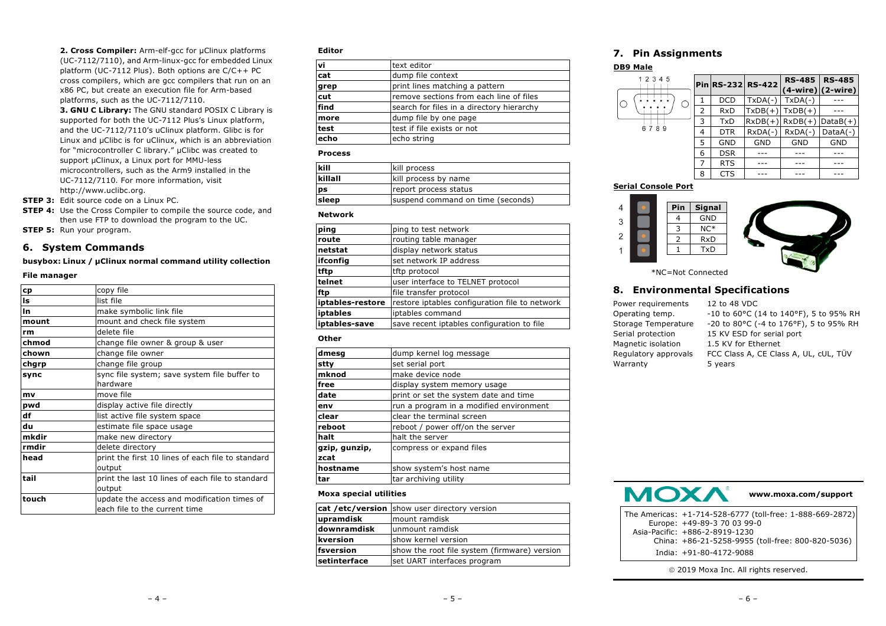**2. Cross Compiler:** Arm-elf-gcc for µClinux platforms (UC-7112/7110), and Arm-linux-gcc for embedded Linux platform (UC-7112 Plus). Both options are C/C++ PC cross compilers, which are gcc compilers that run on an x86 PC, but create an execution file for Arm-based platforms, such as the UC-7112/7110.

**3. GNU C Library:** The GNU standard POSIX C Library is supported for both the UC-7112 Plus's Linux platform, and the UC-7112/7110's uClinux platform. Glibc is for Linux and µClibc is for uClinux, which is an abbreviation for "microcontroller C library." µClibc was created to support µClinux, a Linux port for MMU-less microcontrollers, such as the Arm9 installed in the UC-7112/7110. For more information, visit http://www.uclibc.org.

**STEP 3:** Edit source code on a Linux PC.

**STEP 4:** Use the Cross Compiler to compile the source code, and then use FTP to download the program to the UC.

**STEP 5:** Run your program.

## 6. System Commands

**busybox: Linux / µClinux normal command utility collection**

**File manager**

| | |
|---|---|
| **cp** | copy file |
| **ls** | list file |
| **ln** | make symbolic link file |
| **mount** | mount and check file system |
| **rm** | delete file |
| **chmod** | change file owner & group & user |
| **chown** | change file owner |
| **chgrp** | change file group |
| **sync** | sync file system; save system file buffer to hardware |
| **mv** | move file |
| **pwd** | display active file directly |
| **df** | list active file system space |
| **du** | estimate file space usage |
| **mkdir** | make new directory |
| **rmdir** | delete directory |
| **head** | print the first 10 lines of each file to standard output |
| **tail** | print the last 10 lines of each file to standard output |
| **touch** | update the access and modification times of each file to the current time |

**Editor**

| | |
|---|---|
| **vi** | text editor |
| **cat** | dump file context |
| **grep** | print lines matching a pattern |
| **cut** | remove sections from each line of files |
| **find** | search for files in a directory hierarchy |
| **more** | dump file by one page |
| **test** | test if file exists or not |
| **echo** | echo string |

**Process**

| | |
|---|---|
| **kill** | kill process |
| **killall** | kill process by name |
| **ps** | report process status |
| **sleep** | suspend command on time (seconds) |

**Network**

| | |
|---|---|
| **ping** | ping to test network |
| **route** | routing table manager |
| **netstat** | display network status |
| **ifconfig** | set network IP address |
| **tftp** | tftp protocol |
| **telnet** | user interface to TELNET protocol |
| **ftp** | file transfer protocol |
| **iptables-restore** | restore iptables configuration file to network |
| **iptables** | iptables command |
| **iptables-save** | save recent iptables configuration to file |

**Other**

| | |
|---|---|
| **dmesg** | dump kernel log message |
| **stty** | set serial port |
| **mknod** | make device node |
| **free** | display system memory usage |
| **date** | print or set the system date and time |
| **env** | run a program in a modified environment |
| **clear** | clear the terminal screen |
| **reboot** | reboot / power off/on the server |
| **halt** | halt the server |
| **gzip, gunzip, zcat** | compress or expand files |
| **hostname** | show system's host name |
| **tar** | tar archiving utility |

**Moxa special utilities**

| | |
|---|---|
| **cat /etc/version** | show user directory version |
| **upramdisk** | mount ramdisk |
| **downramdisk** | unmount ramdisk |
| **kversion** | show kernel version |
| **fsversion** | show the root file system (firmware) version |
| **setinterface** | set UART interfaces program |

## 7. Pin Assignments

**DB9 Male**

1 2 3 4 5

6 7 8 9

| Pin | RS-232 | RS-422 | RS-485 (4-wire) | RS-485 (2-wire) |
|---|---|---|---|---|
| 1 | DCD | TxDA(-) | TxDA(-) | --- |
| 2 | RxD | TxDB(+) | TxDB(+) | --- |
| 3 | TxD | RxDB(+) | RxDB(+) | DataB(+) |
| 4 | DTR | RxDA(-) | RxDA(-) | DataA(-) |
| 5 | GND | GND | GND | GND |
| 6 | DSR | --- | --- | --- |
| 7 | RTS | --- | --- | --- |
| 8 | CTS | --- | --- | --- |

**Serial Console Port**

| Pin | Signal |
|---|---|
| 4 | GND |
| 3 | NC* |
| 2 | RxD |
| 1 | TxD |

*NC=Not Connected

## 8. Environmental Specifications

| | |
|---|---|
| Power requirements | 12 to 48 VDC |
| Operating temp. | -10 to 60°C (14 to 140°F), 5 to 95% RH |
| Storage Temperature | -20 to 80°C (-4 to 176°F), 5 to 95% RH |
| Serial protection | 15 KV ESD for serial port |
| Magnetic isolation | 1.5 KV for Ethernet |
| Regulatory approvals | FCC Class A, CE Class A, UL, cUL, TÜV |
| Warranty | 5 years |

MOXA® **www.moxa.com/support**

The Americas: +1-714-528-6777 (toll-free: 1-888-669-2872)
Europe: +49-89-3 70 03 99-0
Asia-Pacific: +886-2-8919-1230
China: +86-21-5258-9955 (toll-free: 800-820-5036)
India: +91-80-4172-9088

© 2019 Moxa Inc. All rights reserved.